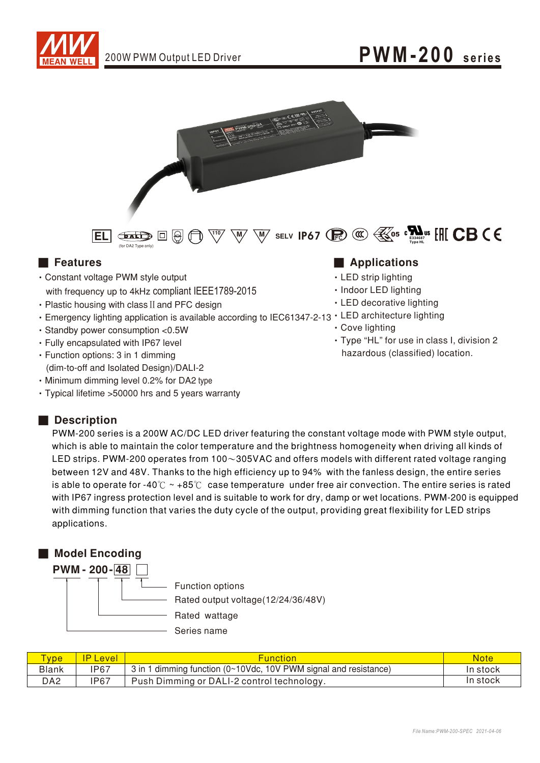# PWM-200 series

200W PWM Output LED Driver

(for DA2 Type only)

SELV IP67

## Features

- Constant voltage PWM style output with frequency up to 4kHz compliant IEEE1789-2015
- Plastic housing with class II and PFC design
- Emergency lighting application is available according to IEC61347-2-13
- Standby power consumption <0.5W
- Fully encapsulated with IP67 level
- Function options: 3 in 1 dimming (dim-to-off and Isolated Design)/DALI-2
- Minimum dimming level 0.2% for DA2 type
- Typical lifetime >50000 hrs and 5 years warranty

## Applications

- LED strip lighting
- Indoor LED lighting
- LED decorative lighting
- LED architecture lighting
- Cove lighting
- Type "HL" for use in class I, division 2 hazardous (classified) location.

## Description

PWM-200 series is a 200W AC/DC LED driver featuring the constant voltage mode with PWM style output, which is able to maintain the color temperature and the brightness homogeneity when driving all kinds of LED strips. PWM-200 operates from 100～305VAC and offers models with different rated voltage ranging between 12V and 48V. Thanks to the high efficiency up to 94% with the fanless design, the entire series is able to operate for -40℃ ~ +85℃ case temperature under free air convection. The entire series is rated with IP67 ingress protection level and is suitable to work for dry, damp or wet locations. PWM-200 is equipped with dimming function that varies the duty cycle of the output, providing great flexibility for LED strips applications.

## Model Encoding

**PWM - 200 - 48 □**

- □ : Function options
- 48 : Rated output voltage(12/24/36/48V)
- 200 : Rated wattage
- PWM : Series name

| Type | IP Level | Function | Note |
|---|---|---|---|
| Blank | IP67 | 3 in 1 dimming function (0~10Vdc, 10V PWM signal and resistance) | In stock |
| DA2 | IP67 | Push Dimming or DALI-2 control technology. | In stock |

File Name:PWM-200-SPEC 2021-04-06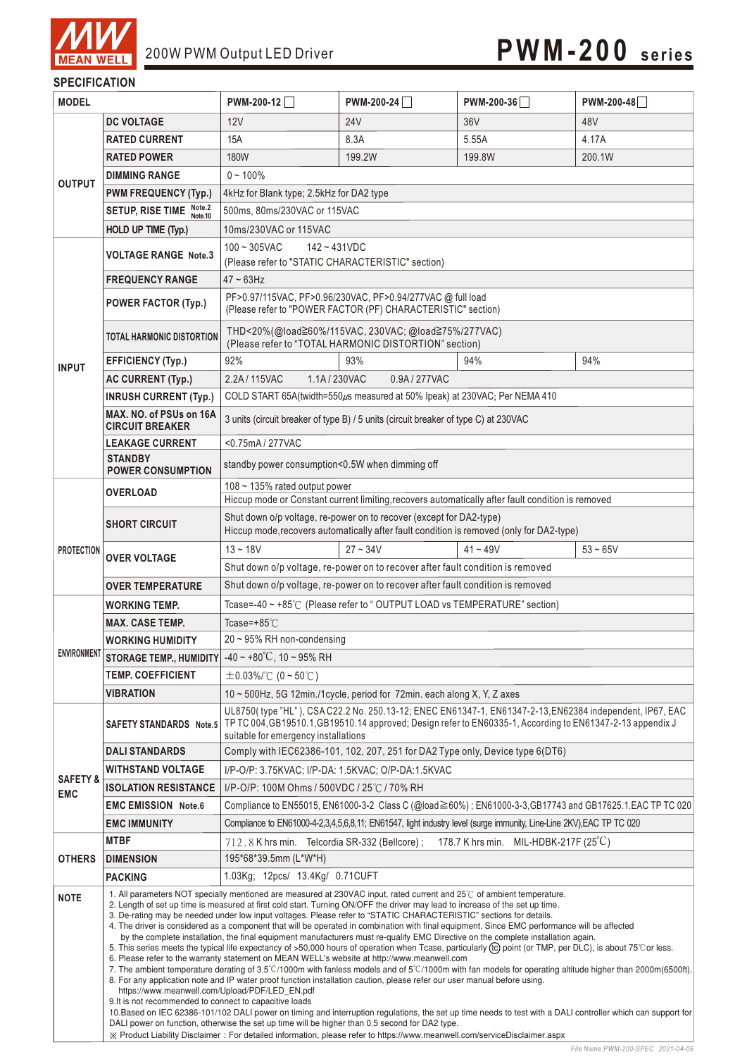# PWM-200 series

200W PWM Output LED Driver

## SPECIFICATION

| MODEL | | PWM-200-12☐ | PWM-200-24☐ | PWM-200-36☐ | PWM-200-48☐ |
|---|---|---|---|---|---|
| OUTPUT | DC VOLTAGE | 12V | 24V | 36V | 48V |
| | RATED CURRENT | 15A | 8.3A | 5.55A | 4.17A |
| | RATED POWER | 180W | 199.2W | 199.8W | 200.1W |
| | DIMMING RANGE | 0 ~ 100% | | | |
| | PWM FREQUENCY (Typ.) | 4kHz for Blank type; 2.5kHz for DA2 type | | | |
| | SETUP, RISE TIME Note.2 Note.10 | 500ms, 80ms/230VAC or 115VAC | | | |
| | HOLD UP TIME (Typ.) | 10ms/230VAC or 115VAC | | | |
| INPUT | VOLTAGE RANGE Note.3 | 100 ~ 305VAC 142 ~ 431VDC (Please refer to "STATIC CHARACTERISTIC" section) | | | |
| | FREQUENCY RANGE | 47 ~ 63Hz | | | |
| | POWER FACTOR (Typ.) | PF>0.97/115VAC, PF>0.96/230VAC, PF>0.94/277VAC @ full load (Please refer to "POWER FACTOR (PF) CHARACTERISTIC" section) | | | |
| | TOTAL HARMONIC DISTORTION | THD<20%(@load≧60%/115VAC, 230VAC; @load≧75%/277VAC) (Please refer to "TOTAL HARMONIC DISTORTION" section) | | | |
| | EFFICIENCY (Typ.) | 92% | 93% | 94% | 94% |
| | AC CURRENT (Typ.) | 2.2A / 115VAC 1.1A / 230VAC 0.9A / 277VAC | | | |
| | INRUSH CURRENT (Typ.) | COLD START 65A(twidth=550μs measured at 50% Ipeak) at 230VAC; Per NEMA 410 | | | |
| | MAX. NO. of PSUs on 16A CIRCUIT BREAKER | 3 units (circuit breaker of type B) / 5 units (circuit breaker of type C) at 230VAC | | | |
| | LEAKAGE CURRENT | <0.75mA / 277VAC | | | |
| | STANDBY POWER CONSUMPTION | standby power consumption<0.5W when dimming off | | | |
| PROTECTION | OVERLOAD | 108 ~ 135% rated output power<br>Hiccup mode or Constant current limiting,recovers automatically after fault condition is removed | | | |
| | SHORT CIRCUIT | Shut down o/p voltage, re-power on to recover (except for DA2-type)<br>Hiccup mode,recovers automatically after fault condition is removed (only for DA2-type) | | | |
| | OVER VOLTAGE | 13 ~ 18V | 27 ~ 34V | 41 ~ 49V | 53 ~ 65V |
| | | Shut down o/p voltage, re-power on to recover after fault condition is removed | | | |
| | OVER TEMPERATURE | Shut down o/p voltage, re-power on to recover after fault condition is removed | | | |
| ENVIRONMENT | WORKING TEMP. | Tcase=-40 ~ +85℃ (Please refer to " OUTPUT LOAD vs TEMPERATURE" section) | | | |
| | MAX. CASE TEMP. | Tcase=+85℃ | | | |
| | WORKING HUMIDITY | 20 ~ 95% RH non-condensing | | | |
| | STORAGE TEMP., HUMIDITY | -40 ~ +80℃, 10 ~ 95% RH | | | |
| | TEMP. COEFFICIENT | ±0.03%/℃ (0 ~ 50℃) | | | |
| | VIBRATION | 10 ~ 500Hz, 5G 12min./1cycle, period for 72min. each along X, Y, Z axes | | | |
| SAFETY & EMC | SAFETY STANDARDS Note.5 | UL8750( type "HL" ), CSA C22.2 No. 250.13-12; ENEC EN61347-1, EN61347-2-13,EN62384 independent, IP67, EAC TP TC 004,GB19510.1,GB19510.14 approved; Design refer to EN60335-1, According to EN61347-2-13 appendix J suitable for emergency installations | | | |
| | DALI STANDARDS | Comply with IEC62386-101, 102, 207, 251 for DA2 Type only, Device type 6(DT6) | | | |
| | WITHSTAND VOLTAGE | I/P-O/P: 3.75KVAC; I/P-DA: 1.5KVAC; O/P-DA:1.5KVAC | | | |
| | ISOLATION RESISTANCE | I/P-O/P: 100M Ohms / 500VDC / 25℃ / 70% RH | | | |
| | EMC EMISSION Note.6 | Compliance to EN55015, EN61000-3-2 Class C (@load≧60%) ; EN61000-3-3,GB17743 and GB17625.1,EAC TP TC 020 | | | |
| | EMC IMMUNITY | Compliance to EN61000-4-2,3,4,5,6,8,11; EN61547, light industry level (surge immunity, Line-Line 2KV),EAC TP TC 020 | | | |
| OTHERS | MTBF | 712.8K hrs min. Telcordia SR-332 (Bellcore) ; 178.7K hrs min. MIL-HDBK-217F (25℃) | | | |
| | DIMENSION | 195*68*39.5mm (L*W*H) | | | |
| | PACKING | 1.03Kg; 12pcs/ 13.4Kg/ 0.71CUFT | | | |

**NOTE**

1. All parameters NOT specially mentioned are measured at 230VAC input, rated current and 25℃ of ambient temperature.
2. Length of set up time is measured at first cold start. Turning ON/OFF the driver may lead to increase of the set up time.
3. De-rating may be needed under low input voltages. Please refer to "STATIC CHARACTERISTIC" sections for details.
4. The driver is considered as a component that will be operated in combination with final equipment. Since EMC performance will be affected by the complete installation, the final equipment manufacturers must re-qualify EMC Directive on the complete installation again.
5. This series meets the typical life expectancy of >50,000 hours of operation when Tcase, particularly (tc) point (or TMP, per DLC), is about 75℃ or less.
6. Please refer to the warranty statement on MEAN WELL's website at http://www.meanwell.com
7. The ambient temperature derating of 3.5℃/1000m with fanless models and of 5℃/1000m with fan models for operating altitude higher than 2000m(6500ft).
8. For any application note and IP water proof function installation caution, please refer our user manual before using. https://www.meanwell.com/Upload/PDF/LED_EN.pdf
9. It is not recommended to connect to capacitive loads
10. Based on IEC 62386-101/102 DALI power on timing and interruption regulations, the set up time needs to test with a DALI controller which can support for DALI power on function, otherwise the set up time will be higher than 0.5 second for DA2 type.

※ Product Liability Disclaimer : For detailed information, please refer to https://www.meanwell.com/serviceDisclaimer.aspx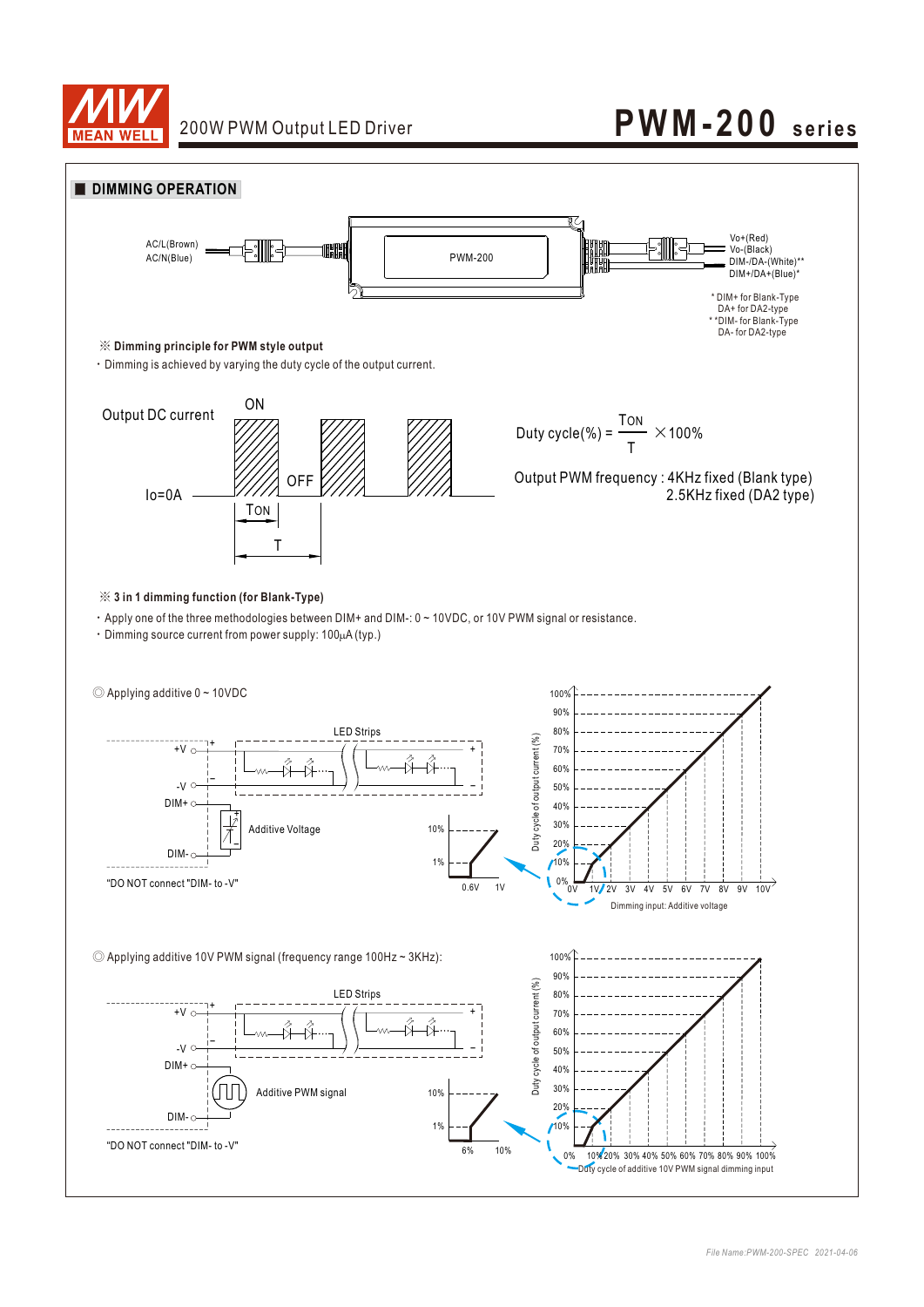# 200W PWM Output LED Driver — PWM-200 series

## DIMMING OPERATION

AC/L(Brown)
AC/N(Blue)

PWM-200

Vo+(Red)
Vo-(Black)
DIM-/DA-(White)**
DIM+/DA+(Blue)*

\* DIM+ for Blank-Type
DA+ for DA2-type
\*\*DIM- for Blank-Type
DA- for DA2-type

**※ Dimming principle for PWM style output**

- Dimming is achieved by varying the duty cycle of the output current.

Output DC current — ON / OFF — Io=0A — TON — T

$$\text{Duty cycle(\%)} = \frac{T_{ON}}{T} \times 100\%$$

Output PWM frequency : 4KHz fixed (Blank type)
2.5KHz fixed (DA2 type)

**※ 3 in 1 dimming function (for Blank-Type)**

- Apply one of the three methodologies between DIM+ and DIM-: 0 ~ 10VDC, or 10V PWM signal or resistance.
- Dimming source current from power supply: 100μA (typ.)

◎ Applying additive 0 ~ 10VDC

LED Strips; +V; -V; DIM+; DIM-; Additive Voltage

"DO NOT connect "DIM- to -V""

Duty cycle of output current (%): 0% – 100%
Dimming input: Additive voltage (0V, 1V, 2V, 3V, 4V, 5V, 6V, 7V, 8V, 9V, 10V)
Detail: 1% at 0.6V, 10% at 1V

◎ Applying additive 10V PWM signal (frequency range 100Hz ~ 3KHz):

LED Strips; +V; -V; DIM+; DIM-; Additive PWM signal

"DO NOT connect "DIM- to -V""

Duty cycle of output current (%): 0% – 100%
Duty cycle of additive 10V PWM signal dimming input (0%, 10%, 20%, 30%, 40%, 50%, 60%, 70%, 80%, 90%, 100%)
Detail: 1% at 6%, 10% at 10%

File Name:PWM-200-SPEC 2021-04-06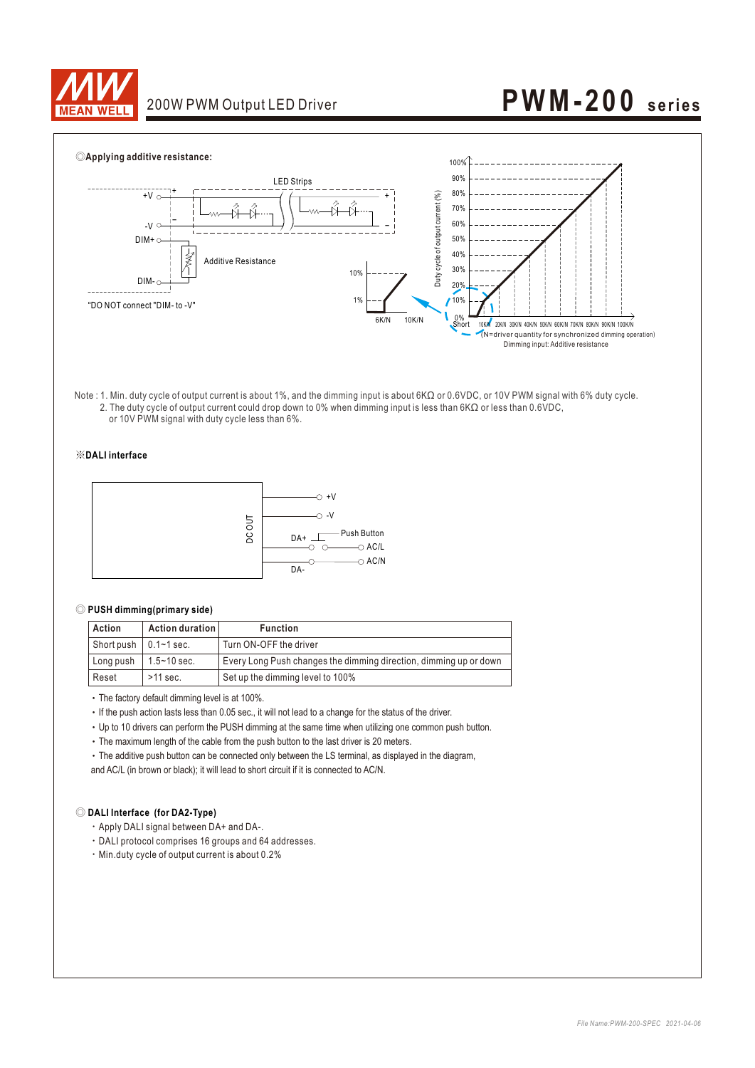◎**Applying additive resistance:**

LED Strips

+V

-V

DIM+

Additive Resistance

DIM-

"DO NOT connect "DIM- to -V"

10%

1%

6K/N 10K/N

Duty cycle of output current (%)

100%, 90%, 80%, 70%, 60%, 50%, 40%, 30%, 20%, 10%, 0%

Short 10K/N 20K/N 30K/N 40K/N 50K/N 60K/N 70K/N 80K/N 90K/N 100K/N

(N=driver quantity for synchronized dimming operation)

Dimming input: Additive resistance

Note : 1. Min. duty cycle of output current is about 1%, and the dimming input is about 6KΩ or 0.6VDC, or 10V PWM signal with 6% duty cycle.
2. The duty cycle of output current could drop down to 0% when dimming input is less than 6KΩ or less than 0.6VDC, or 10V PWM signal with duty cycle less than 6%.

※**DALI interface**

DC OUT

+V

-V

DA+

Push Button

AC/L

AC/N

DA-

◎ **PUSH dimming(primary side)**

| Action | Action duration | Function |
|---|---|---|
| Short push | 0.1~1 sec. | Turn ON-OFF the driver |
| Long push | 1.5~10 sec. | Every Long Push changes the dimming direction, dimming up or down |
| Reset | >11 sec. | Set up the dimming level to 100% |

- The factory default dimming level is at 100%.
- If the push action lasts less than 0.05 sec., it will not lead to a change for the status of the driver.
- Up to 10 drivers can perform the PUSH dimming at the same time when utilizing one common push button.
- The maximum length of the cable from the push button to the last driver is 20 meters.
- The additive push button can be connected only between the LS terminal, as displayed in the diagram, and AC/L (in brown or black); it will lead to short circuit if it is connected to AC/N.

◎ **DALI Interface (for DA2-Type)**

- Apply DALI signal between DA+ and DA-.
- DALI protocol comprises 16 groups and 64 addresses.
- Min.duty cycle of output current is about 0.2%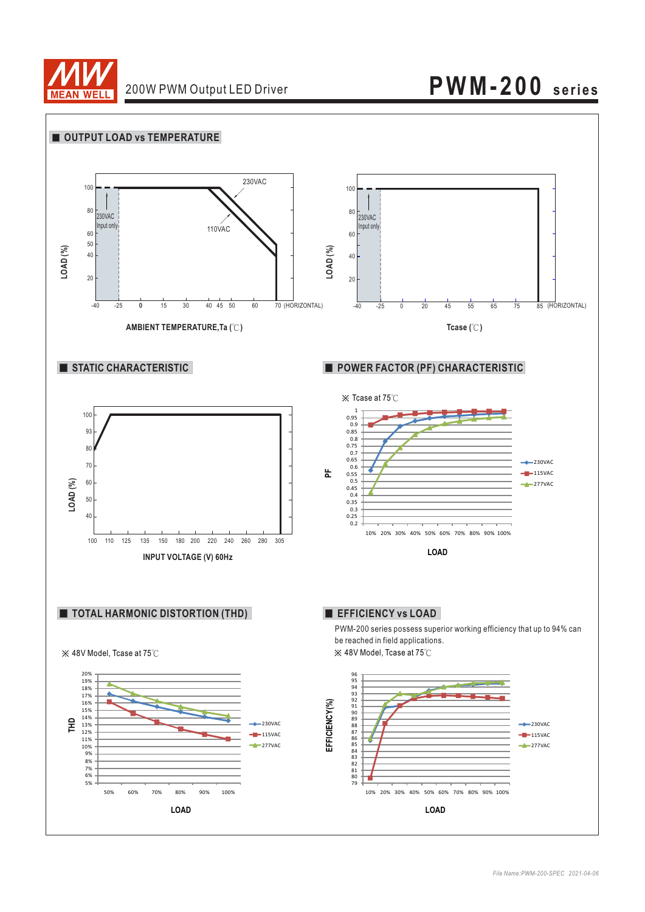## OUTPUT LOAD vs TEMPERATURE

LOAD (%)

100, 80, 60, 50, 40, 20

230VAC Input only

230VAC

110VAC

-40 -25 0 15 30 40 45 50 60 70 (HORIZONTAL)

AMBIENT TEMPERATURE,Ta (℃)

LOAD (%)

100, 80, 60, 40, 20

230VAC Input only

-40 -25 0 20 45 55 65 75 85 (HORIZONTAL)

Tcase (℃)

## STATIC CHARACTERISTIC

LOAD (%)

100, 93, 80, 70, 60, 50, 40

100 110 125 135 150 180 200 220 240 260 280 305

INPUT VOLTAGE (V) 60Hz

## POWER FACTOR (PF) CHARACTERISTIC

※ Tcase at 75℃

PF

LOAD

230VAC, 115VAC, 277VAC

## TOTAL HARMONIC DISTORTION (THD)

※ 48V Model, Tcase at 75℃

THD

LOAD

230VAC, 115VAC, 277VAC

## EFFICIENCY vs LOAD

PWM-200 series possess superior working efficiency that up to 94% can be reached in field applications.

※ 48V Model, Tcase at 75℃

EFFICIENCY(%)

LOAD

230VAC, 115VAC, 277VAC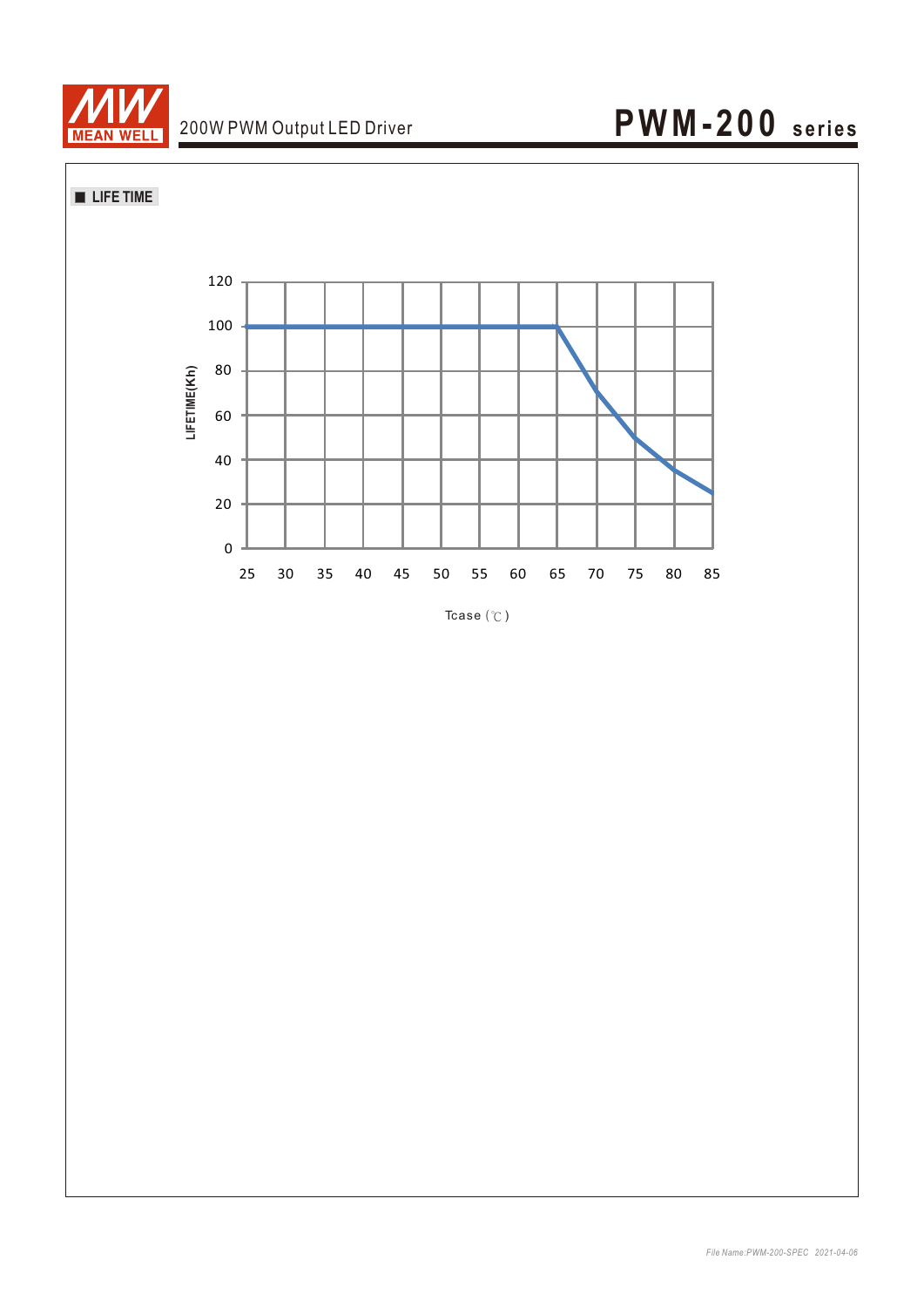## ■ LIFE TIME

LIFETIME(Kh)

120
100
80
60
40
20
0

25 30 35 40 45 50 55 60 65 70 75 80 85

Tcase (℃)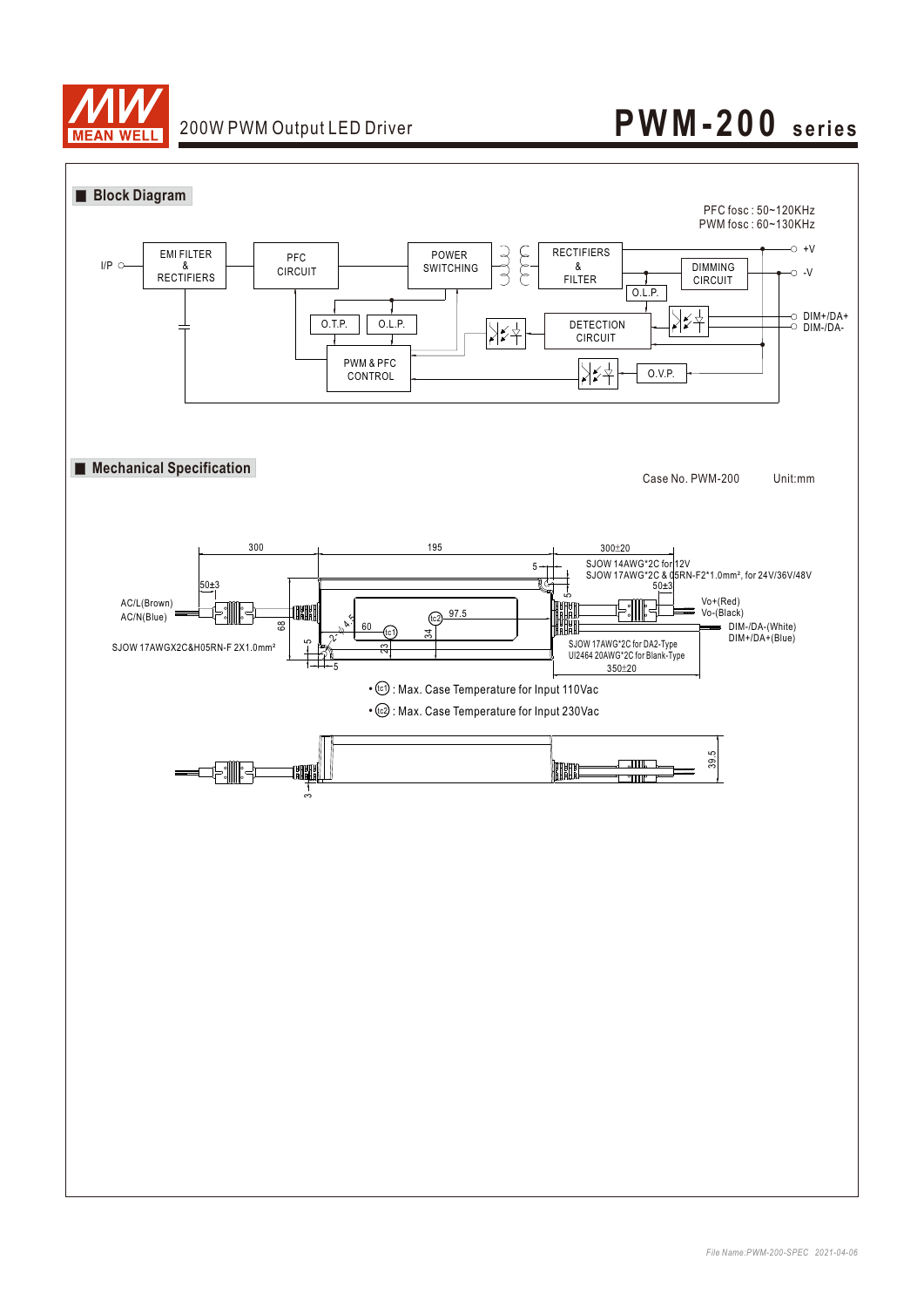## Block Diagram

PFC fosc : 50~120KHz
PWM fosc : 60~130KHz

I/P | EMI FILTER & RECTIFIERS | PFC CIRCUIT | POWER SWITCHING | RECTIFIERS & FILTER | DIMMING CIRCUIT | +V | -V | O.L.P. | O.T.P. | O.L.P. | DETECTION CIRCUIT | DIM+/DA+ | DIM-/DA- | PWM & PFC CONTROL | O.V.P.

## Mechanical Specification

Case No. PWM-200 Unit:mm

300 | 195 | 300±20 | 5 | SJOW 14AWG*2C for 12V | SJOW 17AWG*2C & 05RN-F2*1.0mm², for 24V/36V/48V | 50±3 | 50±3 | AC/L(Brown) | AC/N(Blue) | Vo+(Red) | Vo-(Black) | DIM-/DA-(White) | DIM+/DA+(Blue) | 68 | 4.5 | 60 | tc1 | tc2 | 97.5 | 34 | 23 | 5 | 5 | SJOW 17AWGX2C&H05RN-F 2X1.0mm² | SJOW 17AWG*2C for DA2-Type | UI2464 20AWG*2C for Blank-Type | 350±20

- (tc1) : Max. Case Temperature for Input 110Vac
- (tc2) : Max. Case Temperature for Input 230Vac

39.5 | 3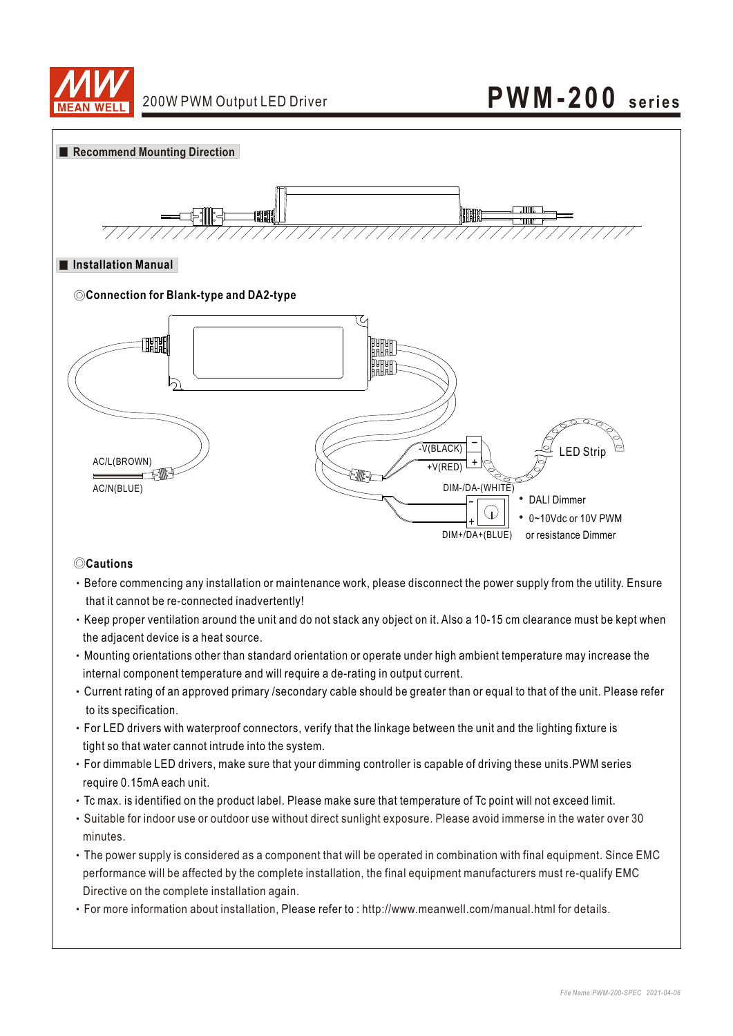## Recommend Mounting Direction

## Installation Manual

◎**Connection for Blank-type and DA2-type**

AC/L(BROWN)

AC/N(BLUE)

-V(BLACK)

+V(RED)

LED Strip

DIM-/DA-(WHITE)

DIM+/DA+(BLUE)

• DALI Dimmer

• 0~10Vdc or 10V PWM or resistance Dimmer

◎**Cautions**

- Before commencing any installation or maintenance work, please disconnect the power supply from the utility. Ensure that it cannot be re-connected inadvertently!
- Keep proper ventilation around the unit and do not stack any object on it. Also a 10-15 cm clearance must be kept when the adjacent device is a heat source.
- Mounting orientations other than standard orientation or operate under high ambient temperature may increase the internal component temperature and will require a de-rating in output current.
- Current rating of an approved primary /secondary cable should be greater than or equal to that of the unit. Please refer to its specification.
- For LED drivers with waterproof connectors, verify that the linkage between the unit and the lighting fixture is tight so that water cannot intrude into the system.
- For dimmable LED drivers, make sure that your dimming controller is capable of driving these units.PWM series require 0.15mA each unit.
- Tc max. is identified on the product label. Please make sure that temperature of Tc point will not exceed limit.
- Suitable for indoor use or outdoor use without direct sunlight exposure. Please avoid immerse in the water over 30 minutes.
- The power supply is considered as a component that will be operated in combination with final equipment. Since EMC performance will be affected by the complete installation, the final equipment manufacturers must re-qualify EMC Directive on the complete installation again.
- For more information about installation, Please refer to : http://www.meanwell.com/manual.html for details.